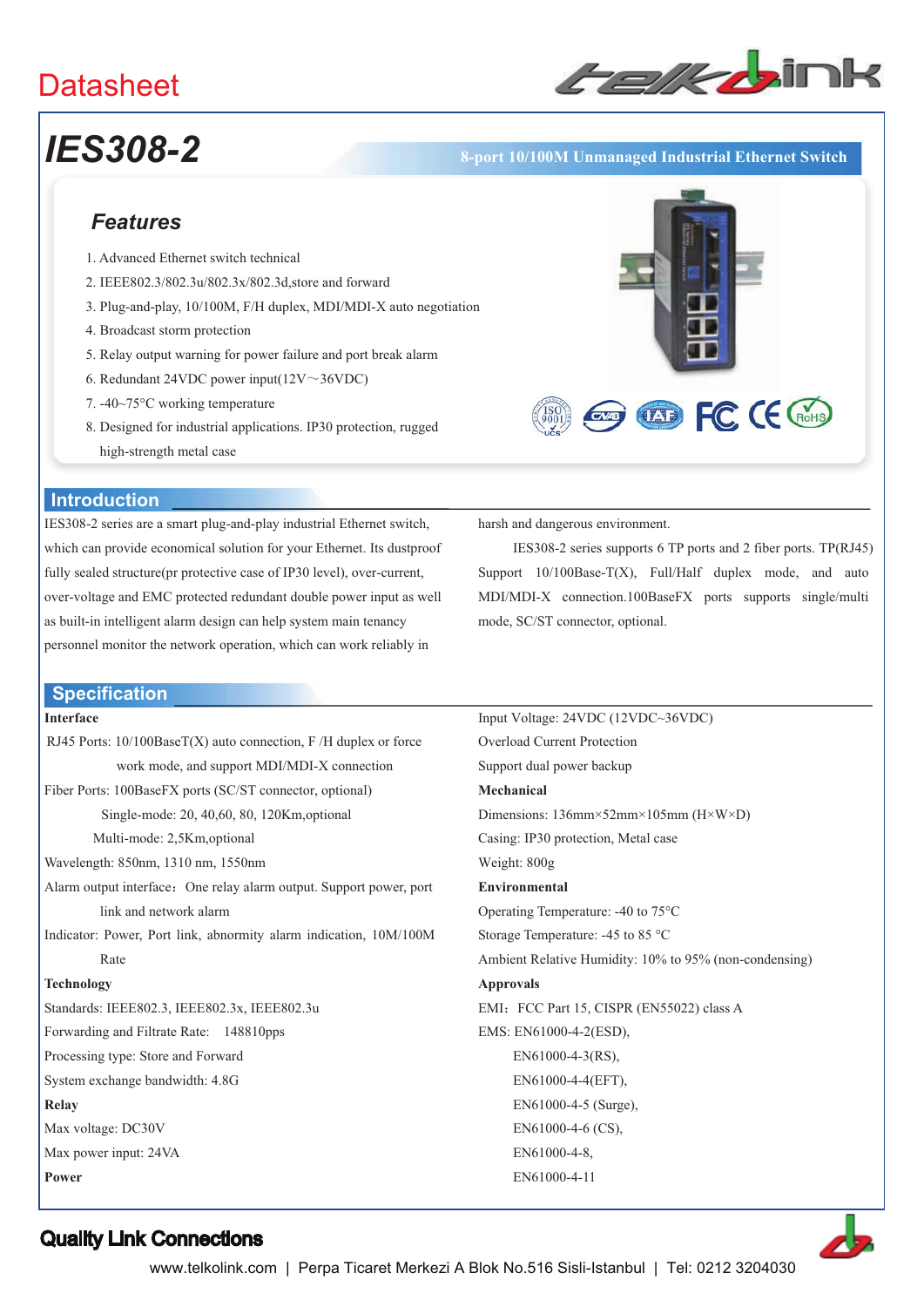# Datasheet

# IES308-2

**8-port 10/100M Unmanaged Industrial Ethernet Switch**

## Features

1. Advanced Ethernet switch technical
2. IEEE802.3/802.3u/802.3x/802.3d,store and forward
3. Plug-and-play, 10/100M, F/H duplex, MDI/MDI-X auto negotiation
4. Broadcast storm protection
5. Relay output warning for power failure and port break alarm
6. Redundant 24VDC power input(12V～36VDC)
7. -40~75°C working temperature
8. Designed for industrial applications. IP30 protection, rugged high-strength metal case

## Introduction

IES308-2 series are a smart plug-and-play industrial Ethernet switch, which can provide economical solution for your Ethernet. Its dustproof fully sealed structure(pr protective case of IP30 level), over-current, over-voltage and EMC protected redundant double power input as well as built-in intelligent alarm design can help system main tenancy personnel monitor the network operation, which can work reliably in harsh and dangerous environment.

IES308-2 series supports 6 TP ports and 2 fiber ports. TP(RJ45) Support 10/100Base-T(X), Full/Half duplex mode, and auto MDI/MDI-X connection.100BaseFX ports supports single/multi mode, SC/ST connector, optional.

## Specification

**Interface**

RJ45 Ports: 10/100BaseT(X) auto connection, F /H duplex or force work mode, and support MDI/MDI-X connection

Fiber Ports: 100BaseFX ports (SC/ST connector, optional)

Single-mode: 20, 40,60, 80, 120Km,optional

Multi-mode: 2,5Km,optional

Wavelength: 850nm, 1310 nm, 1550nm

Alarm output interface：One relay alarm output. Support power, port link and network alarm

Indicator: Power, Port link, abnormity alarm indication, 10M/100M Rate

**Technology**

Standards: IEEE802.3, IEEE802.3x, IEEE802.3u

Forwarding and Filtrate Rate: 148810pps

Processing type: Store and Forward

System exchange bandwidth: 4.8G

**Relay**

Max voltage: DC30V

Max power input: 24VA

**Power**

Input Voltage: 24VDC (12VDC~36VDC)

Overload Current Protection

Support dual power backup

**Mechanical**

Dimensions: 136mm×52mm×105mm (H×W×D)

Casing: IP30 protection, Metal case

Weight: 800g

**Environmental**

Operating Temperature: -40 to 75°C

Storage Temperature: -45 to 85 °C

Ambient Relative Humidity: 10% to 95% (non-condensing)

**Approvals**

EMI：FCC Part 15, CISPR (EN55022) class A

EMS: EN61000-4-2(ESD),

EN61000-4-3(RS),

EN61000-4-4(EFT),

EN61000-4-5 (Surge),

EN61000-4-6 (CS),

EN61000-4-8,

EN61000-4-11

**Quality Link Connections**

www.telkolink.com | Perpa Ticaret Merkezi A Blok No.516 Sisli-Istanbul | Tel: 0212 3204030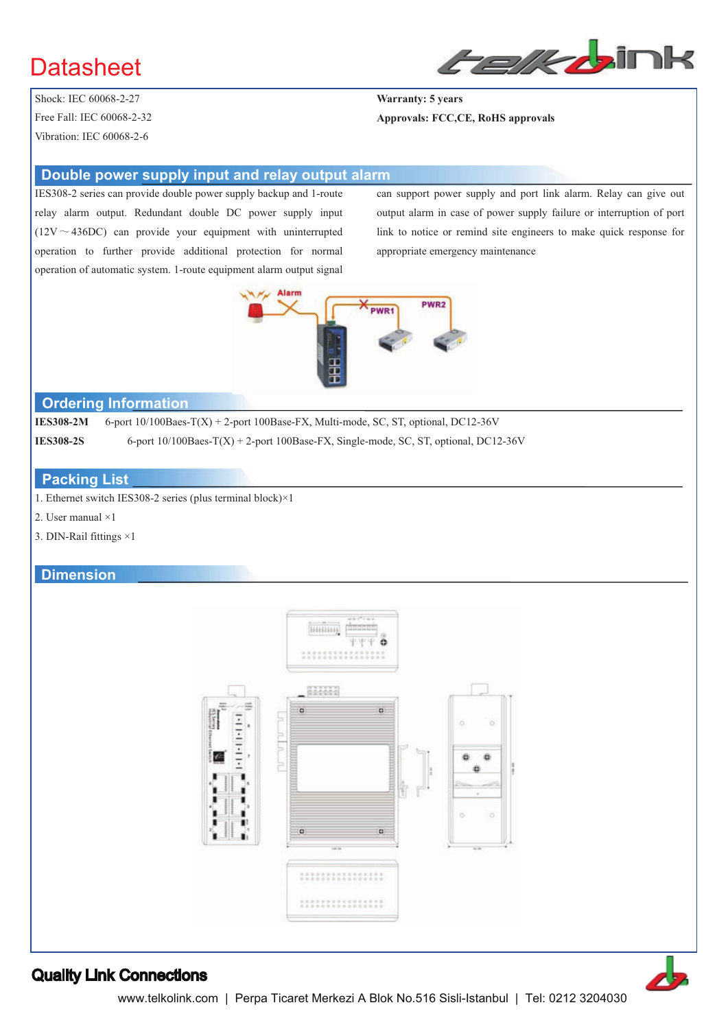# Datasheet

Shock: IEC 60068-2-27

Free Fall: IEC 60068-2-32

Vibration: IEC 60068-2-6

**Warranty: 5 years**

**Approvals: FCC,CE, RoHS approvals**

## Double power supply input and relay output alarm

IES308-2 series can provide double power supply backup and 1-route relay alarm output. Redundant double DC power supply input (12V～436DC) can provide your equipment with uninterrupted operation to further provide additional protection for normal operation of automatic system. 1-route equipment alarm output signal can support power supply and port link alarm. Relay can give out output alarm in case of power supply failure or interruption of port link to notice or remind site engineers to make quick response for appropriate emergency maintenance

Alarm

PWR1

PWR2

## Ordering Information

**IES308-2M** 6-port 10/100Baes-T(X) + 2-port 100Base-FX, Multi-mode, SC, ST, optional, DC12-36V

**IES308-2S** 6-port 10/100Baes-T(X) + 2-port 100Base-FX, Single-mode, SC, ST, optional, DC12-36V

## Packing List

1. Ethernet switch IES308-2 series (plus terminal block)×1
2. User manual ×1
3. DIN-Rail fittings ×1

## Dimension

**Quality Link Connections**

www.telkolink.com | Perpa Ticaret Merkezi A Blok No.516 Sisli-Istanbul | Tel: 0212 3204030